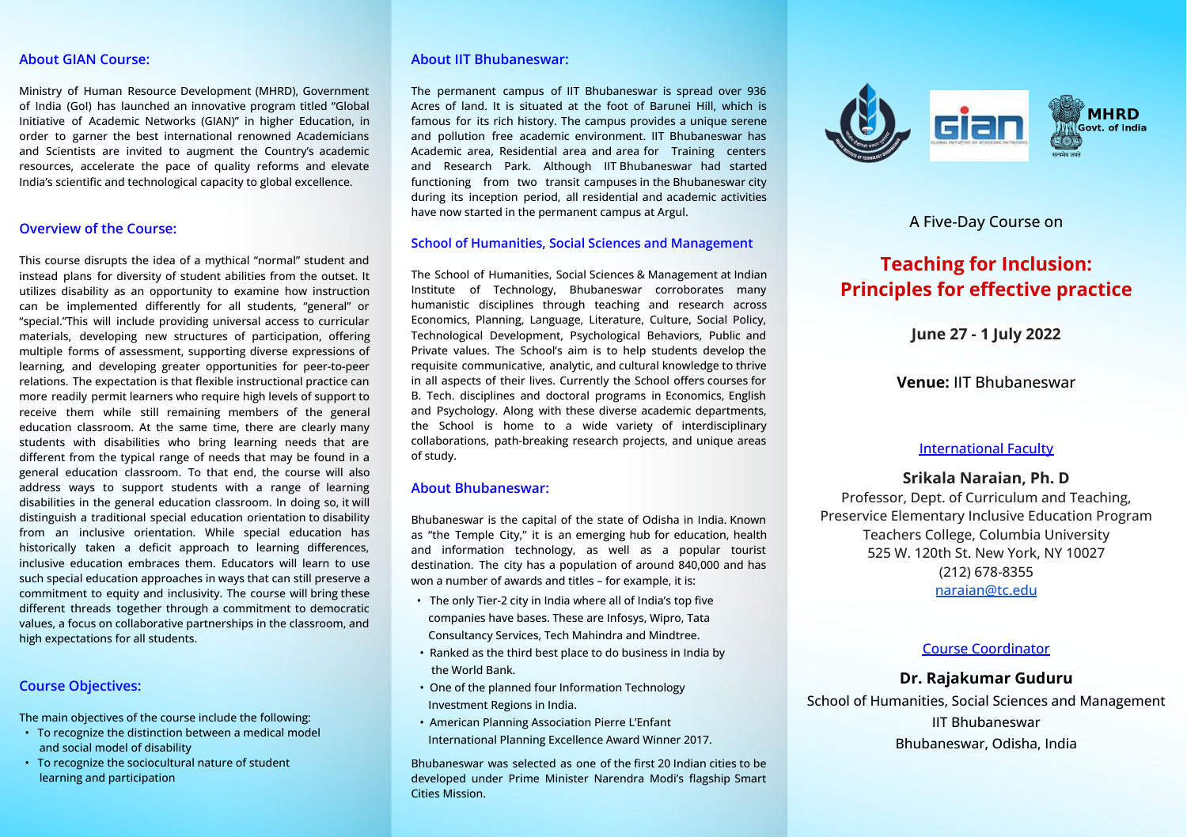## About GIAN Course:

Ministry of Human Resource Development (MHRD), Government of India (GoI) has launched an innovative program titled "Global Initiative of Academic Networks (GIAN)" in higher Education, in order to garner the best international renowned Academicians and Scientists are invited to augment the Country's academic resources, accelerate the pace of quality reforms and elevate India's scientific and technological capacity to global excellence.

## Overview of the Course:

This course disrupts the idea of a mythical "normal" student and instead plans for diversity of student abilities from the outset. It utilizes disability as an opportunity to examine how instruction can be implemented differently for all students, "general" or "special."This will include providing universal access to curricular materials, developing new structures of participation, offering multiple forms of assessment, supporting diverse expressions of learning, and developing greater opportunities for peer-to-peer relations. The expectation is that flexible instructional practice can more readily permit learners who require high levels of support to receive them while still remaining members of the general education classroom. At the same time, there are clearly many students with disabilities who bring learning needs that are different from the typical range of needs that may be found in a general education classroom. To that end, the course will also address ways to support students with a range of learning disabilities in the general education classroom. In doing so, it will distinguish a traditional special education orientation to disability from an inclusive orientation. While special education has historically taken a deficit approach to learning differences, inclusive education embraces them. Educators will learn to use such special education approaches in ways that can still preserve a commitment to equity and inclusivity. The course will bring these different threads together through a commitment to democratic values, a focus on collaborative partnerships in the classroom, and high expectations for all students.

## Course Objectives:

The main objectives of the course include the following:

- To recognize the distinction between a medical model and social model of disability
- To recognize the sociocultural nature of student learning and participation

## About IIT Bhubaneswar:

The permanent campus of IIT Bhubaneswar is spread over 936 Acres of land. It is situated at the foot of Barunei Hill, which is famous for its rich history. The campus provides a unique serene and pollution free academic environment. IIT Bhubaneswar has Academic area, Residential area and area for Training centers and Research Park. Although IIT Bhubaneswar had started functioning from two transit campuses in the Bhubaneswar city during its inception period, all residential and academic activities have now started in the permanent campus at Argul.

### School of Humanities, Social Sciences and Management

The School of Humanities, Social Sciences & Management at Indian Institute of Technology, Bhubaneswar corroborates many humanistic disciplines through teaching and research across Economics, Planning, Language, Literature, Culture, Social Policy, Technological Development, Psychological Behaviors, Public and Private values. The School's aim is to help students develop the requisite communicative, analytic, and cultural knowledge to thrive in all aspects of their lives. Currently the School offers courses for B. Tech. disciplines and doctoral programs in Economics, English and Psychology. Along with these diverse academic departments, the School is home to a wide variety of interdisciplinary collaborations, path-breaking research projects, and unique areas of study.

## About Bhubaneswar:

Bhubaneswar is the capital of the state of Odisha in India. Known as "the Temple City," it is an emerging hub for education, health and information technology, as well as a popular tourist destination. The city has a population of around 840,000 and has won a number of awards and titles – for example, it is:

- The only Tier-2 city in India where all of India's top five companies have bases. These are Infosys, Wipro, Tata Consultancy Services, Tech Mahindra and Mindtree.
- Ranked as the third best place to do business in India by the World Bank.
- One of the planned four Information Technology Investment Regions in India.
- American Planning Association Pierre L'Enfant International Planning Excellence Award Winner 2017.

Bhubaneswar was selected as one of the first 20 Indian cities to be developed under Prime Minister Narendra Modi's flagship Smart Cities Mission.

MHRD
Govt. of India

A Five-Day Course on

# Teaching for Inclusion: Principles for effective practice

**June 27 - 1 July 2022**

**Venue:** IIT Bhubaneswar

International Faculty

**Srikala Naraian, Ph. D**

Professor, Dept. of Curriculum and Teaching,
Preservice Elementary Inclusive Education Program
Teachers College, Columbia University
525 W. 120th St. New York, NY 10027
(212) 678-8355
naraian@tc.edu

Course Coordinator

**Dr. Rajakumar Guduru**

School of Humanities, Social Sciences and Management
IIT Bhubaneswar
Bhubaneswar, Odisha, India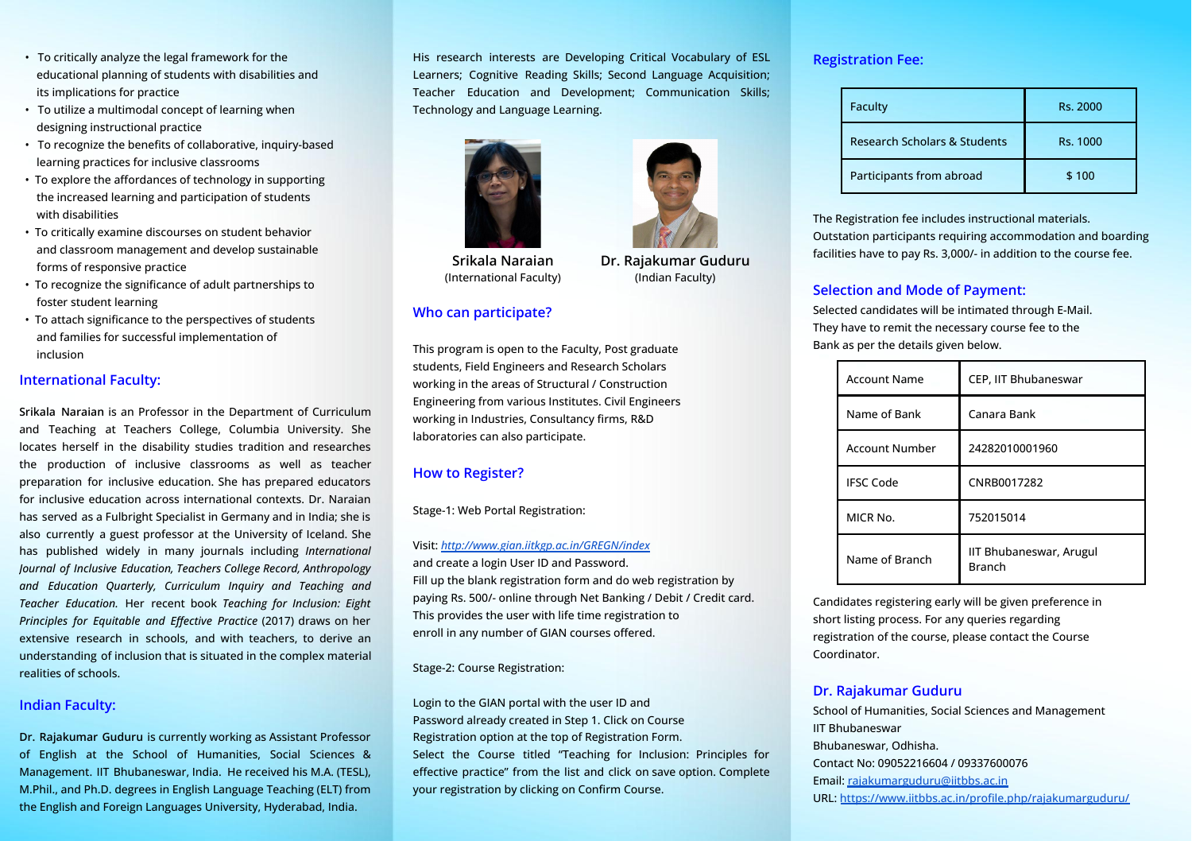- To critically analyze the legal framework for the educational planning of students with disabilities and its implications for practice
- To utilize a multimodal concept of learning when designing instructional practice
- To recognize the benefits of collaborative, inquiry-based learning practices for inclusive classrooms
- To explore the affordances of technology in supporting the increased learning and participation of students with disabilities
- To critically examine discourses on student behavior and classroom management and develop sustainable forms of responsive practice
- To recognize the significance of adult partnerships to foster student learning
- To attach significance to the perspectives of students and families for successful implementation of inclusion

## International Faculty:

**Srikala Naraian** is an Professor in the Department of Curriculum and Teaching at Teachers College, Columbia University. She locates herself in the disability studies tradition and researches the production of inclusive classrooms as well as teacher preparation for inclusive education. She has prepared educators for inclusive education across international contexts. Dr. Naraian has served as a Fulbright Specialist in Germany and in India; she is also currently a guest professor at the University of Iceland. She has published widely in many journals including *International Journal of Inclusive Education, Teachers College Record, Anthropology and Education Quarterly, Curriculum Inquiry and Teaching and Teacher Education.* Her recent book *Teaching for Inclusion: Eight Principles for Equitable and Effective Practice* (2017) draws on her extensive research in schools, and with teachers, to derive an understanding of inclusion that is situated in the complex material realities of schools.

## Indian Faculty:

**Dr. Rajakumar Guduru** is currently working as Assistant Professor of English at the School of Humanities, Social Sciences & Management. IIT Bhubaneswar, India. He received his M.A. (TESL), M.Phil., and Ph.D. degrees in English Language Teaching (ELT) from the English and Foreign Languages University, Hyderabad, India.

His research interests are Developing Critical Vocabulary of ESL Learners; Cognitive Reading Skills; Second Language Acquisition; Teacher Education and Development; Communication Skills; Technology and Language Learning.

**Srikala Naraian**
(International Faculty)

**Dr. Rajakumar Guduru**
(Indian Faculty)

## Who can participate?

This program is open to the Faculty, Post graduate students, Field Engineers and Research Scholars working in the areas of Structural / Construction Engineering from various Institutes. Civil Engineers working in Industries, Consultancy firms, R&D laboratories can also participate.

## How to Register?

Stage-1: Web Portal Registration:

Visit: *http://www.gian.iitkgp.ac.in/GREGN/index*
and create a login User ID and Password.
Fill up the blank registration form and do web registration by paying Rs. 500/- online through Net Banking / Debit / Credit card. This provides the user with life time registration to enroll in any number of GIAN courses offered.

Stage-2: Course Registration:

Login to the GIAN portal with the user ID and Password already created in Step 1. Click on Course Registration option at the top of Registration Form.
Select the Course titled "Teaching for Inclusion: Principles for effective practice" from the list and click on save option. Complete your registration by clicking on Confirm Course.

## Registration Fee:

| | |
|---|---|
| Faculty | Rs. 2000 |
| Research Scholars & Students | Rs. 1000 |
| Participants from abroad | $ 100 |

The Registration fee includes instructional materials. Outstation participants requiring accommodation and boarding facilities have to pay Rs. 3,000/- in addition to the course fee.

## Selection and Mode of Payment:

Selected candidates will be intimated through E-Mail. They have to remit the necessary course fee to the Bank as per the details given below.

| | |
|---|---|
| Account Name | CEP, IIT Bhubaneswar |
| Name of Bank | Canara Bank |
| Account Number | 24282010001960 |
| IFSC Code | CNRB0017282 |
| MICR No. | 752015014 |
| Name of Branch | IIT Bhubaneswar, Arugul Branch |

Candidates registering early will be given preference in short listing process. For any queries regarding registration of the course, please contact the Course Coordinator.

## Dr. Rajakumar Guduru

School of Humanities, Social Sciences and Management
IIT Bhubaneswar
Bhubaneswar, Odhisha.
Contact No: 09052216604 / 09337600076
Email: rajakumarguduru@iitbbs.ac.in
URL: https://www.iitbbs.ac.in/profile.php/rajakumarguduru/